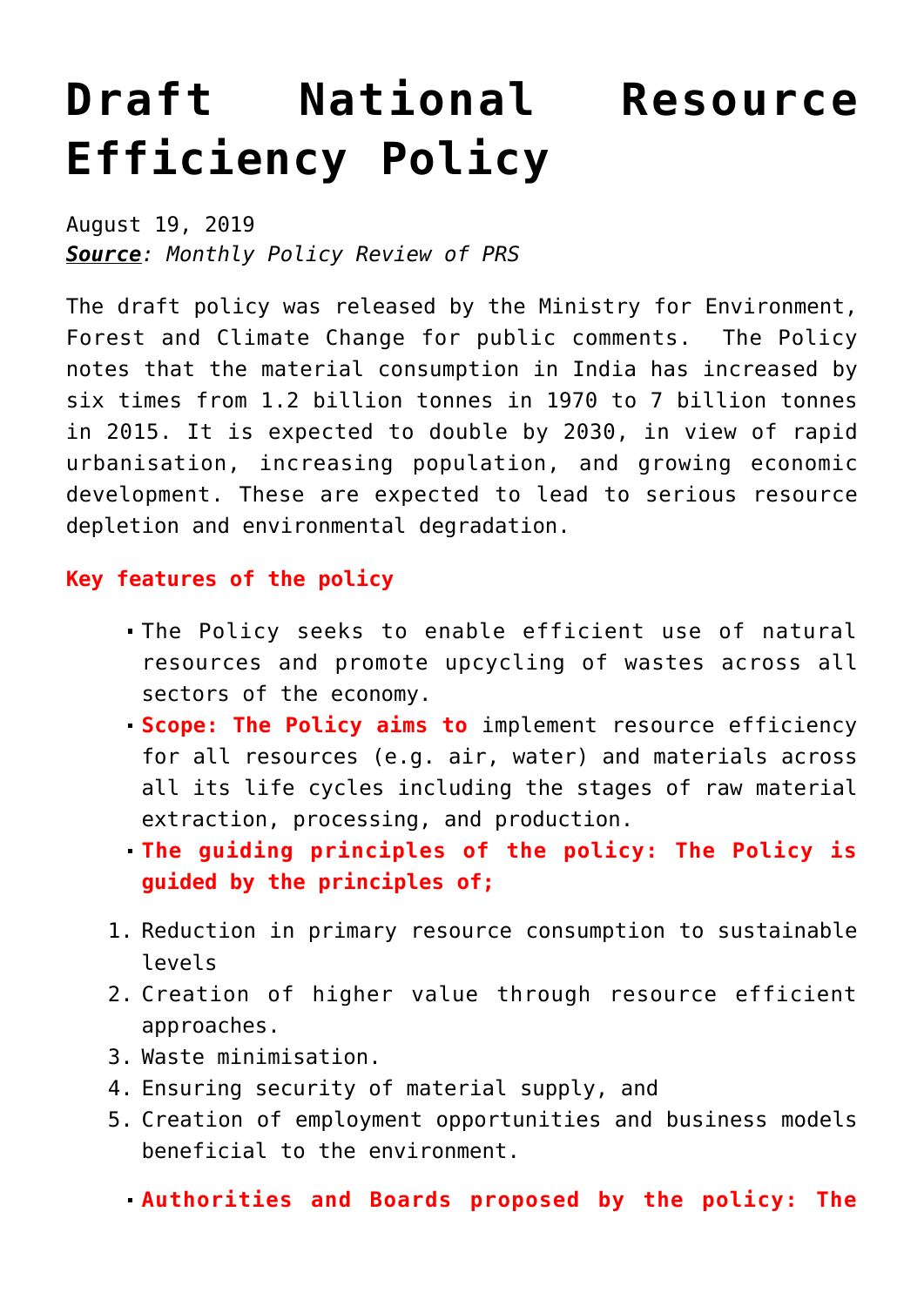# Draft National Resource Efficiency Policy

August 19, 2019
***Source**: Monthly Policy Review of PRS*

The draft policy was released by the Ministry for Environment, Forest and Climate Change for public comments. The Policy notes that the material consumption in India has increased by six times from 1.2 billion tonnes in 1970 to 7 billion tonnes in 2015. It is expected to double by 2030, in view of rapid urbanisation, increasing population, and growing economic development. These are expected to lead to serious resource depletion and environmental degradation.

**Key features of the policy**

- The Policy seeks to enable efficient use of natural resources and promote upcycling of wastes across all sectors of the economy.
- **Scope: The Policy aims to** implement resource efficiency for all resources (e.g. air, water) and materials across all its life cycles including the stages of raw material extraction, processing, and production.
- **The guiding principles of the policy: The Policy is guided by the principles of;**

1. Reduction in primary resource consumption to sustainable levels
2. Creation of higher value through resource efficient approaches.
3. Waste minimisation.
4. Ensuring security of material supply, and
5. Creation of employment opportunities and business models beneficial to the environment.

- **Authorities and Boards proposed by the policy: The**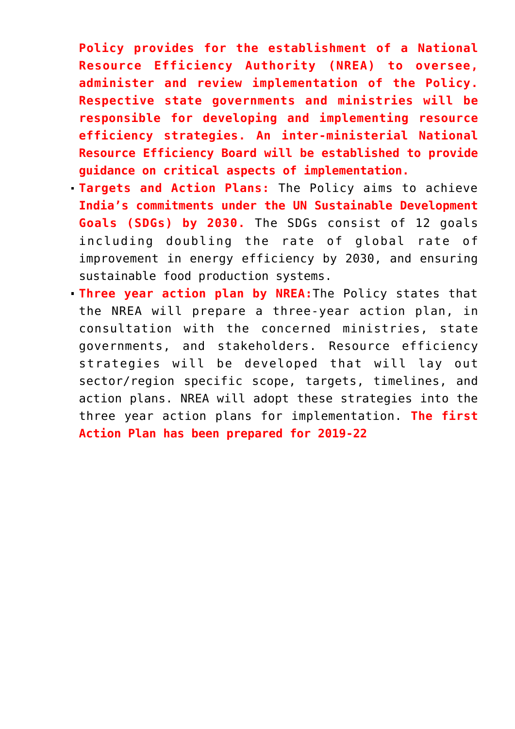**Policy provides for the establishment of a National Resource Efficiency Authority (NREA) to oversee, administer and review implementation of the Policy. Respective state governments and ministries will be responsible for developing and implementing resource efficiency strategies. An inter-ministerial National Resource Efficiency Board will be established to provide guidance on critical aspects of implementation.**

- **Targets and Action Plans:** The Policy aims to achieve **India's commitments under the UN Sustainable Development Goals (SDGs) by 2030.** The SDGs consist of 12 goals including doubling the rate of global rate of improvement in energy efficiency by 2030, and ensuring sustainable food production systems.
- **Three year action plan by NREA:** The Policy states that the NREA will prepare a three-year action plan, in consultation with the concerned ministries, state governments, and stakeholders. Resource efficiency strategies will be developed that will lay out sector/region specific scope, targets, timelines, and action plans. NREA will adopt these strategies into the three year action plans for implementation. **The first Action Plan has been prepared for 2019-22**